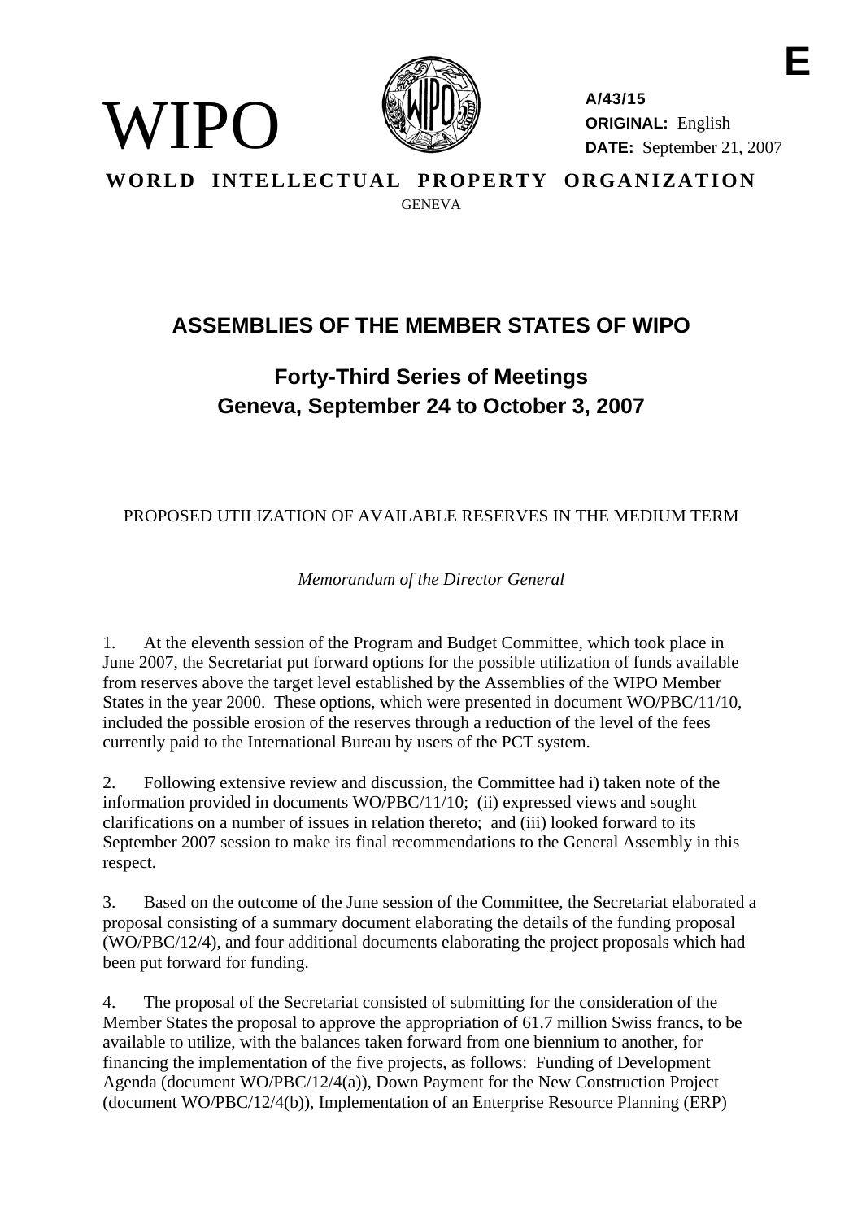E

WIPO

A/43/15
ORIGINAL: English
DATE: September 21, 2007

**WORLD INTELLECTUAL PROPERTY ORGANIZATION**

GENEVA

# ASSEMBLIES OF THE MEMBER STATES OF WIPO

## Forty-Third Series of Meetings
## Geneva, September 24 to October 3, 2007

PROPOSED UTILIZATION OF AVAILABLE RESERVES IN THE MEDIUM TERM

*Memorandum of the Director General*

1. At the eleventh session of the Program and Budget Committee, which took place in June 2007, the Secretariat put forward options for the possible utilization of funds available from reserves above the target level established by the Assemblies of the WIPO Member States in the year 2000. These options, which were presented in document WO/PBC/11/10, included the possible erosion of the reserves through a reduction of the level of the fees currently paid to the International Bureau by users of the PCT system.

2. Following extensive review and discussion, the Committee had i) taken note of the information provided in documents WO/PBC/11/10; (ii) expressed views and sought clarifications on a number of issues in relation thereto; and (iii) looked forward to its September 2007 session to make its final recommendations to the General Assembly in this respect.

3. Based on the outcome of the June session of the Committee, the Secretariat elaborated a proposal consisting of a summary document elaborating the details of the funding proposal (WO/PBC/12/4), and four additional documents elaborating the project proposals which had been put forward for funding.

4. The proposal of the Secretariat consisted of submitting for the consideration of the Member States the proposal to approve the appropriation of 61.7 million Swiss francs, to be available to utilize, with the balances taken forward from one biennium to another, for financing the implementation of the five projects, as follows: Funding of Development Agenda (document WO/PBC/12/4(a)), Down Payment for the New Construction Project (document WO/PBC/12/4(b)), Implementation of an Enterprise Resource Planning (ERP)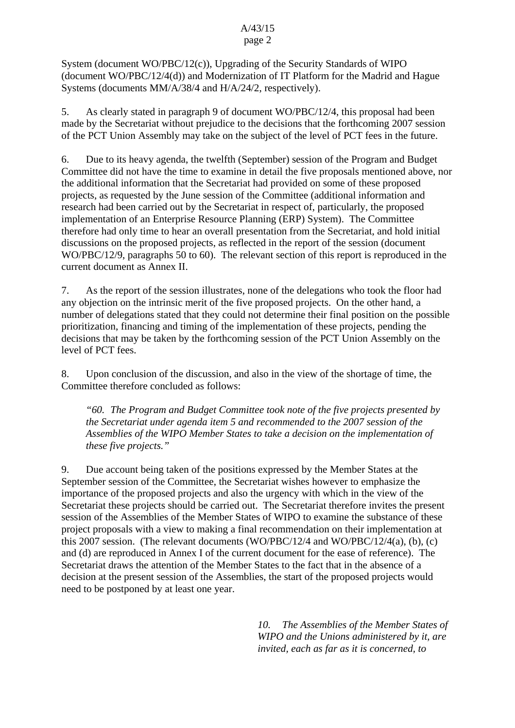System (document WO/PBC/12(c)), Upgrading of the Security Standards of WIPO (document WO/PBC/12/4(d)) and Modernization of IT Platform for the Madrid and Hague Systems (documents MM/A/38/4 and H/A/24/2, respectively).

5. As clearly stated in paragraph 9 of document WO/PBC/12/4, this proposal had been made by the Secretariat without prejudice to the decisions that the forthcoming 2007 session of the PCT Union Assembly may take on the subject of the level of PCT fees in the future.

6. Due to its heavy agenda, the twelfth (September) session of the Program and Budget Committee did not have the time to examine in detail the five proposals mentioned above, nor the additional information that the Secretariat had provided on some of these proposed projects, as requested by the June session of the Committee (additional information and research had been carried out by the Secretariat in respect of, particularly, the proposed implementation of an Enterprise Resource Planning (ERP) System). The Committee therefore had only time to hear an overall presentation from the Secretariat, and hold initial discussions on the proposed projects, as reflected in the report of the session (document WO/PBC/12/9, paragraphs 50 to 60). The relevant section of this report is reproduced in the current document as Annex II.

7. As the report of the session illustrates, none of the delegations who took the floor had any objection on the intrinsic merit of the five proposed projects. On the other hand, a number of delegations stated that they could not determine their final position on the possible prioritization, financing and timing of the implementation of these projects, pending the decisions that may be taken by the forthcoming session of the PCT Union Assembly on the level of PCT fees.

8. Upon conclusion of the discussion, and also in the view of the shortage of time, the Committee therefore concluded as follows:

> *"60. The Program and Budget Committee took note of the five projects presented by the Secretariat under agenda item 5 and recommended to the 2007 session of the Assemblies of the WIPO Member States to take a decision on the implementation of these five projects."*

9. Due account being taken of the positions expressed by the Member States at the September session of the Committee, the Secretariat wishes however to emphasize the importance of the proposed projects and also the urgency with which in the view of the Secretariat these projects should be carried out. The Secretariat therefore invites the present session of the Assemblies of the Member States of WIPO to examine the substance of these project proposals with a view to making a final recommendation on their implementation at this 2007 session. (The relevant documents (WO/PBC/12/4 and WO/PBC/12/4(a), (b), (c) and (d) are reproduced in Annex I of the current document for the ease of reference). The Secretariat draws the attention of the Member States to the fact that in the absence of a decision at the present session of the Assemblies, the start of the proposed projects would need to be postponed by at least one year.

*10. The Assemblies of the Member States of WIPO and the Unions administered by it, are invited, each as far as it is concerned, to*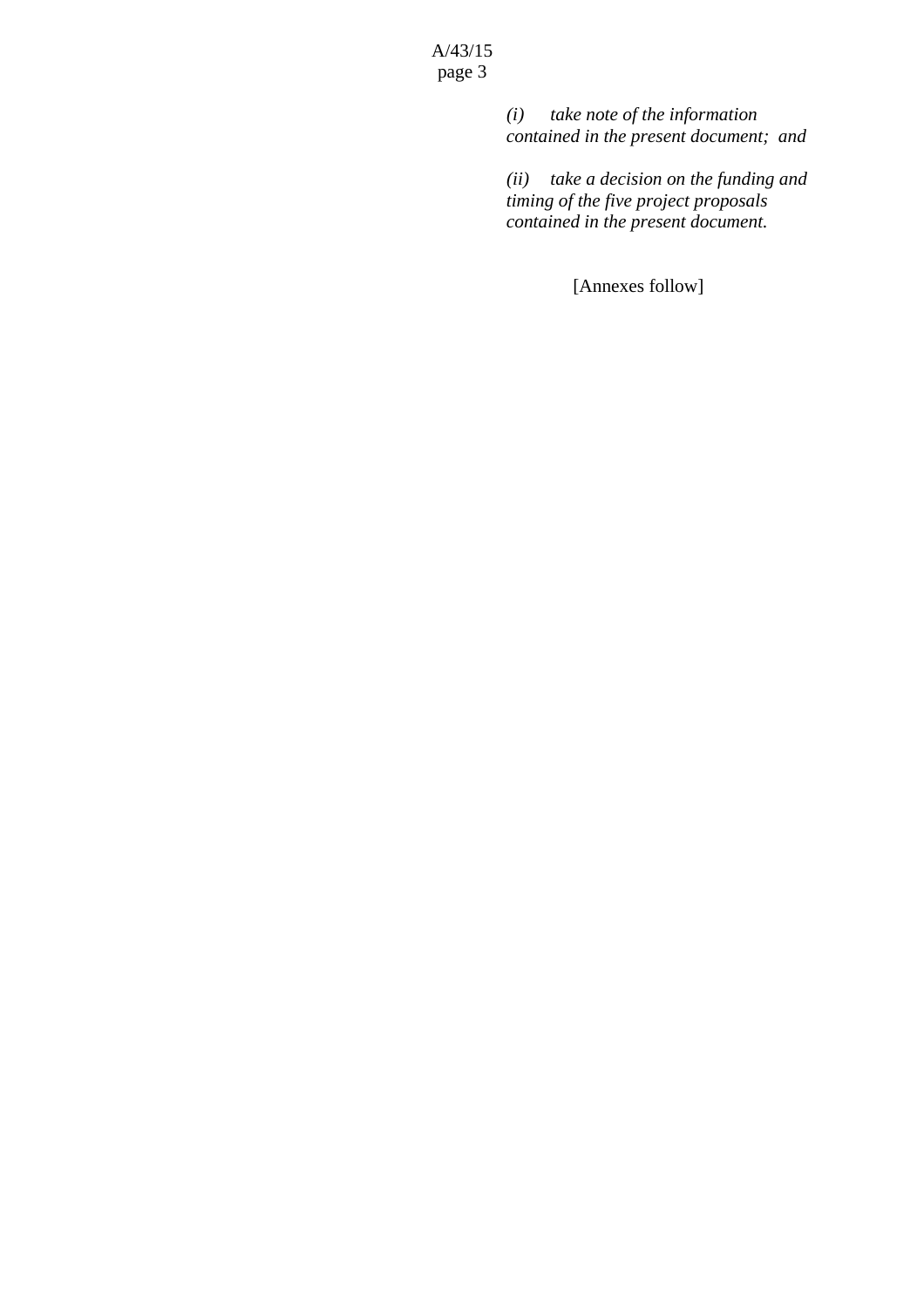*(i) take note of the information contained in the present document; and*

*(ii) take a decision on the funding and timing of the five project proposals contained in the present document.*

[Annexes follow]